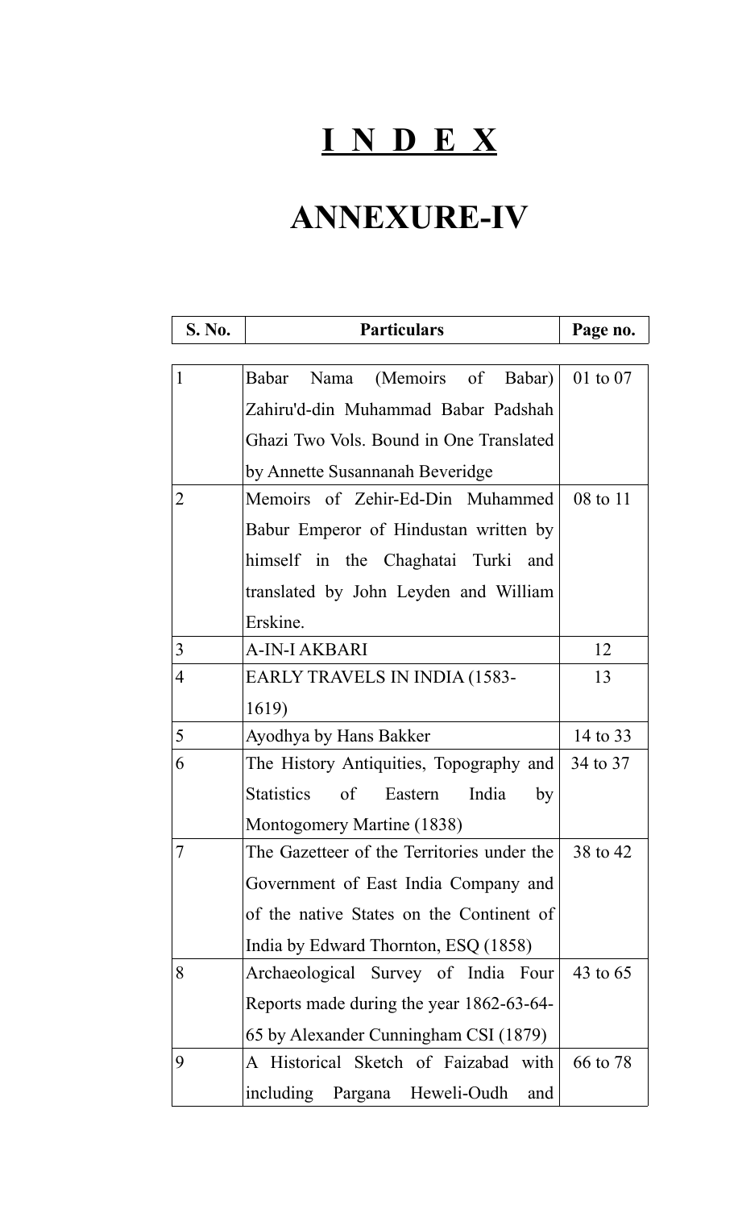# I N D E X

# ANNEXURE-IV

| S. No. | Particulars | Page no. |
|---|---|---|
| 1 | Babar Nama (Memoirs of Babar) Zahiru'd-din Muhammad Babar Padshah Ghazi Two Vols. Bound in One Translated by Annette Susannanah Beveridge | 01 to 07 |
| 2 | Memoirs of Zehir-Ed-Din Muhammed Babur Emperor of Hindustan written by himself in the Chaghatai Turki and translated by John Leyden and William Erskine. | 08 to 11 |
| 3 | A-IN-I AKBARI | 12 |
| 4 | EARLY TRAVELS IN INDIA (1583-1619) | 13 |
| 5 | Ayodhya by Hans Bakker | 14 to 33 |
| 6 | The History Antiquities, Topography and Statistics of Eastern India by Montogomery Martine (1838) | 34 to 37 |
| 7 | The Gazetteer of the Territories under the Government of East India Company and of the native States on the Continent of India by Edward Thornton, ESQ (1858) | 38 to 42 |
| 8 | Archaeological Survey of India Four Reports made during the year 1862-63-64-65 by Alexander Cunningham CSI (1879) | 43 to 65 |
| 9 | A Historical Sketch of Faizabad with including Pargana Heweli-Oudh and | 66 to 78 |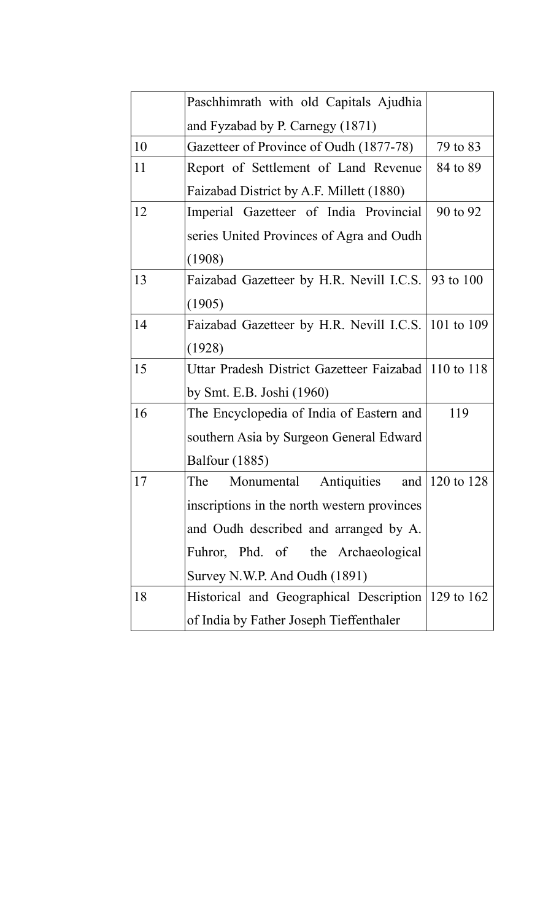| | | |
|---|---|---|
| | Paschhimrath with old Capitals Ajudhia and Fyzabad by P. Carnegy (1871) | |
| 10 | Gazetteer of Province of Oudh (1877-78) | 79 to 83 |
| 11 | Report of Settlement of Land Revenue Faizabad District by A.F. Millett (1880) | 84 to 89 |
| 12 | Imperial Gazetteer of India Provincial series United Provinces of Agra and Oudh (1908) | 90 to 92 |
| 13 | Faizabad Gazetteer by H.R. Nevill I.C.S. (1905) | 93 to 100 |
| 14 | Faizabad Gazetteer by H.R. Nevill I.C.S. (1928) | 101 to 109 |
| 15 | Uttar Pradesh District Gazetteer Faizabad by Smt. E.B. Joshi (1960) | 110 to 118 |
| 16 | The Encyclopedia of India of Eastern and southern Asia by Surgeon General Edward Balfour (1885) | 119 |
| 17 | The Monumental Antiquities and inscriptions in the north western provinces and Oudh described and arranged by A. Fuhror, Phd. of the Archaeological Survey N.W.P. And Oudh (1891) | 120 to 128 |
| 18 | Historical and Geographical Description of India by Father Joseph Tieffenthaler | 129 to 162 |